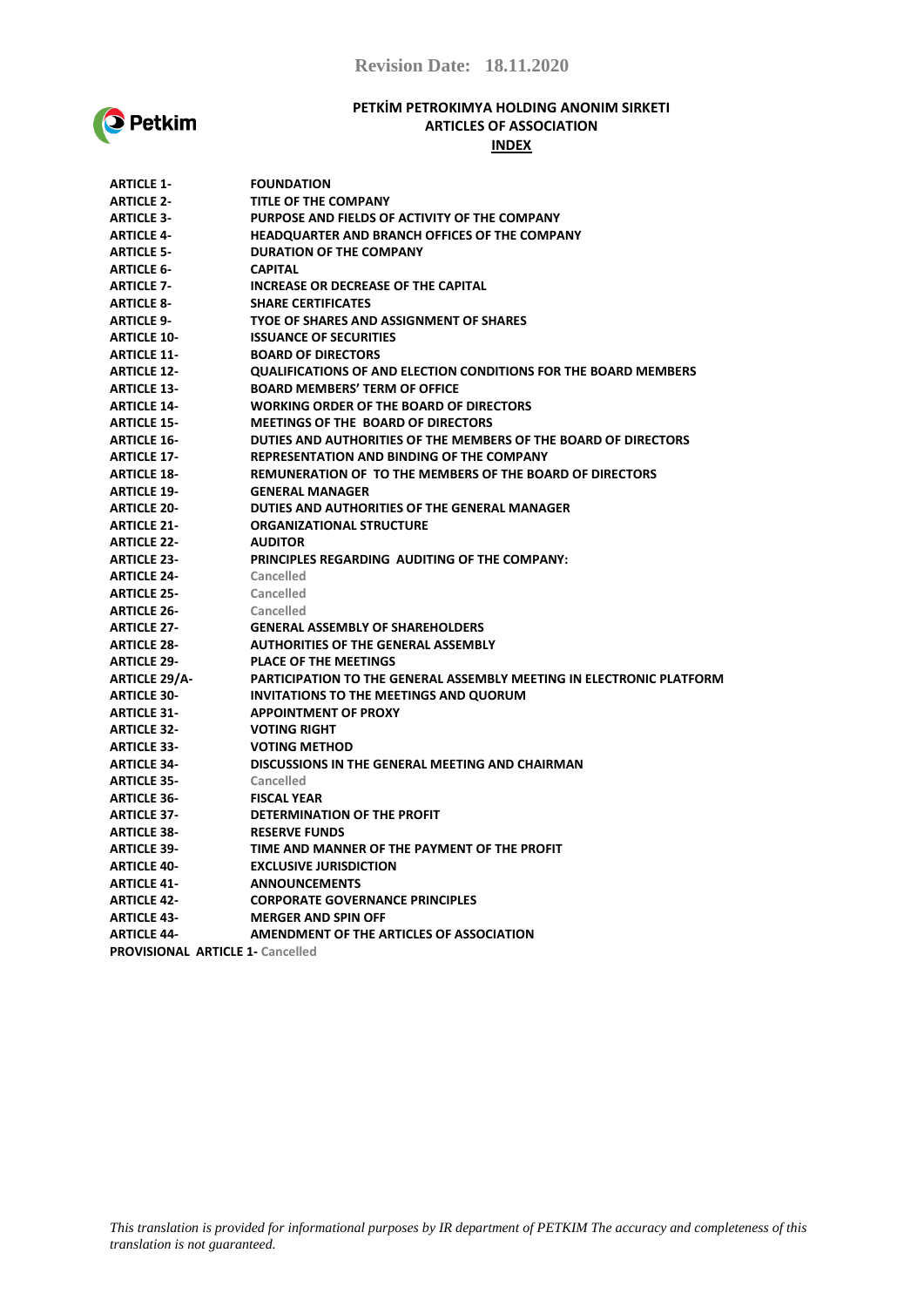Revision Date: 18.11.2020

# PETKİM PETROKIMYA HOLDING ANONIM SIRKETI
## ARTICLES OF ASSOCIATION
### INDEX

| | |
|---|---|
| **ARTICLE 1-** | **FOUNDATION** |
| **ARTICLE 2-** | **TITLE OF THE COMPANY** |
| **ARTICLE 3-** | **PURPOSE AND FIELDS OF ACTIVITY OF THE COMPANY** |
| **ARTICLE 4-** | **HEADQUARTER AND BRANCH OFFICES OF THE COMPANY** |
| **ARTICLE 5-** | **DURATION OF THE COMPANY** |
| **ARTICLE 6-** | **CAPITAL** |
| **ARTICLE 7-** | **INCREASE OR DECREASE OF THE CAPITAL** |
| **ARTICLE 8-** | **SHARE CERTIFICATES** |
| **ARTICLE 9-** | **TYOE OF SHARES AND ASSIGNMENT OF SHARES** |
| **ARTICLE 10-** | **ISSUANCE OF SECURITIES** |
| **ARTICLE 11-** | **BOARD OF DIRECTORS** |
| **ARTICLE 12-** | **QUALIFICATIONS OF AND ELECTION CONDITIONS FOR THE BOARD MEMBERS** |
| **ARTICLE 13-** | **BOARD MEMBERS' TERM OF OFFICE** |
| **ARTICLE 14-** | **WORKING ORDER OF THE BOARD OF DIRECTORS** |
| **ARTICLE 15-** | **MEETINGS OF THE BOARD OF DIRECTORS** |
| **ARTICLE 16-** | **DUTIES AND AUTHORITIES OF THE MEMBERS OF THE BOARD OF DIRECTORS** |
| **ARTICLE 17-** | **REPRESENTATION AND BINDING OF THE COMPANY** |
| **ARTICLE 18-** | **REMUNERATION OF TO THE MEMBERS OF THE BOARD OF DIRECTORS** |
| **ARTICLE 19-** | **GENERAL MANAGER** |
| **ARTICLE 20-** | **DUTIES AND AUTHORITIES OF THE GENERAL MANAGER** |
| **ARTICLE 21-** | **ORGANIZATIONAL STRUCTURE** |
| **ARTICLE 22-** | **AUDITOR** |
| **ARTICLE 23-** | **PRINCIPLES REGARDING AUDITING OF THE COMPANY:** |
| **ARTICLE 24-** | Cancelled |
| **ARTICLE 25-** | Cancelled |
| **ARTICLE 26-** | Cancelled |
| **ARTICLE 27-** | **GENERAL ASSEMBLY OF SHAREHOLDERS** |
| **ARTICLE 28-** | **AUTHORITIES OF THE GENERAL ASSEMBLY** |
| **ARTICLE 29-** | **PLACE OF THE MEETINGS** |
| **ARTICLE 29/A-** | **PARTICIPATION TO THE GENERAL ASSEMBLY MEETING IN ELECTRONIC PLATFORM** |
| **ARTICLE 30-** | **INVITATIONS TO THE MEETINGS AND QUORUM** |
| **ARTICLE 31-** | **APPOINTMENT OF PROXY** |
| **ARTICLE 32-** | **VOTING RIGHT** |
| **ARTICLE 33-** | **VOTING METHOD** |
| **ARTICLE 34-** | **DISCUSSIONS IN THE GENERAL MEETING AND CHAIRMAN** |
| **ARTICLE 35-** | Cancelled |
| **ARTICLE 36-** | **FISCAL YEAR** |
| **ARTICLE 37-** | **DETERMINATION OF THE PROFIT** |
| **ARTICLE 38-** | **RESERVE FUNDS** |
| **ARTICLE 39-** | **TIME AND MANNER OF THE PAYMENT OF THE PROFIT** |
| **ARTICLE 40-** | **EXCLUSIVE JURISDICTION** |
| **ARTICLE 41-** | **ANNOUNCEMENTS** |
| **ARTICLE 42-** | **CORPORATE GOVERNANCE PRINCIPLES** |
| **ARTICLE 43-** | **MERGER AND SPIN OFF** |
| **ARTICLE 44-** | **AMENDMENT OF THE ARTICLES OF ASSOCIATION** |

**PROVISIONAL ARTICLE 1-** Cancelled

*This translation is provided for informational purposes by IR department of PETKIM The accuracy and completeness of this translation is not guaranteed.*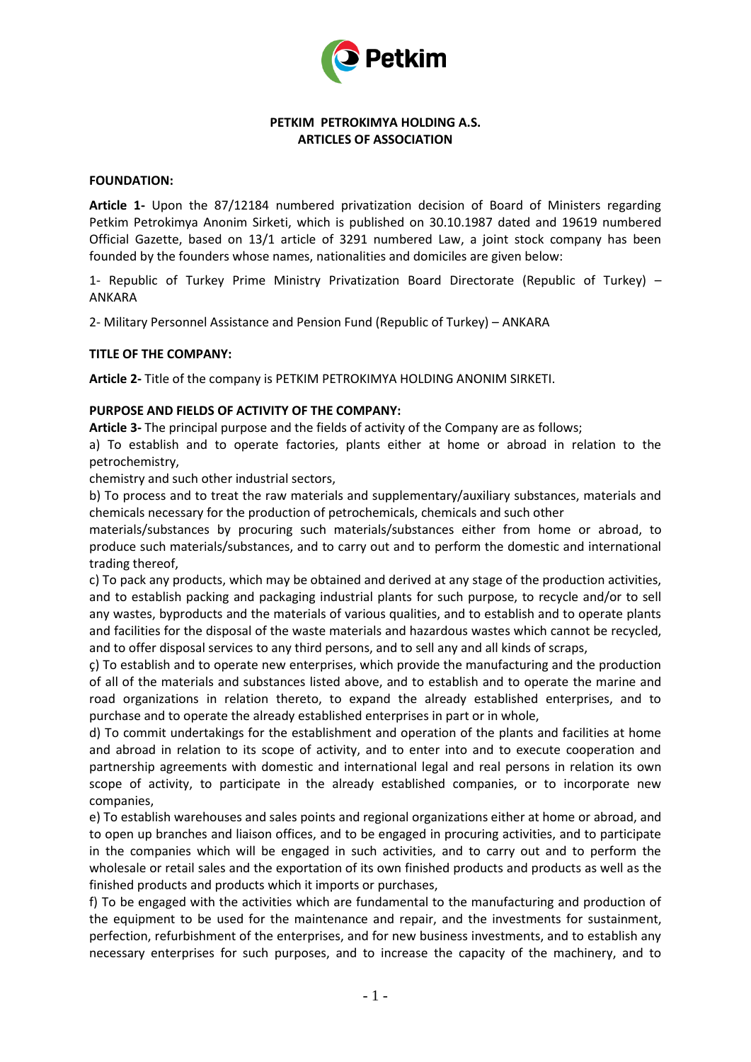**PETKIM PETROKIMYA HOLDING A.S.**
**ARTICLES OF ASSOCIATION**

**FOUNDATION:**

**Article 1-** Upon the 87/12184 numbered privatization decision of Board of Ministers regarding Petkim Petrokimya Anonim Sirketi, which is published on 30.10.1987 dated and 19619 numbered Official Gazette, based on 13/1 article of 3291 numbered Law, a joint stock company has been founded by the founders whose names, nationalities and domiciles are given below:

1- Republic of Turkey Prime Ministry Privatization Board Directorate (Republic of Turkey) – ANKARA

2- Military Personnel Assistance and Pension Fund (Republic of Turkey) – ANKARA

**TITLE OF THE COMPANY:**

**Article 2-** Title of the company is PETKIM PETROKIMYA HOLDING ANONIM SIRKETI.

**PURPOSE AND FIELDS OF ACTIVITY OF THE COMPANY:**

**Article 3-** The principal purpose and the fields of activity of the Company are as follows;

a) To establish and to operate factories, plants either at home or abroad in relation to the petrochemistry,
chemistry and such other industrial sectors,

b) To process and to treat the raw materials and supplementary/auxiliary substances, materials and chemicals necessary for the production of petrochemicals, chemicals and such other materials/substances by procuring such materials/substances either from home or abroad, to produce such materials/substances, and to carry out and to perform the domestic and international trading thereof,

c) To pack any products, which may be obtained and derived at any stage of the production activities, and to establish packing and packaging industrial plants for such purpose, to recycle and/or to sell any wastes, byproducts and the materials of various qualities, and to establish and to operate plants and facilities for the disposal of the waste materials and hazardous wastes which cannot be recycled, and to offer disposal services to any third persons, and to sell any and all kinds of scraps,

ç) To establish and to operate new enterprises, which provide the manufacturing and the production of all of the materials and substances listed above, and to establish and to operate the marine and road organizations in relation thereto, to expand the already established enterprises, and to purchase and to operate the already established enterprises in part or in whole,

d) To commit undertakings for the establishment and operation of the plants and facilities at home and abroad in relation to its scope of activity, and to enter into and to execute cooperation and partnership agreements with domestic and international legal and real persons in relation its own scope of activity, to participate in the already established companies, or to incorporate new companies,

e) To establish warehouses and sales points and regional organizations either at home or abroad, and to open up branches and liaison offices, and to be engaged in procuring activities, and to participate in the companies which will be engaged in such activities, and to carry out and to perform the wholesale or retail sales and the exportation of its own finished products and products as well as the finished products and products which it imports or purchases,

f) To be engaged with the activities which are fundamental to the manufacturing and production of the equipment to be used for the maintenance and repair, and the investments for sustainment, perfection, refurbishment of the enterprises, and for new business investments, and to establish any necessary enterprises for such purposes, and to increase the capacity of the machinery, and to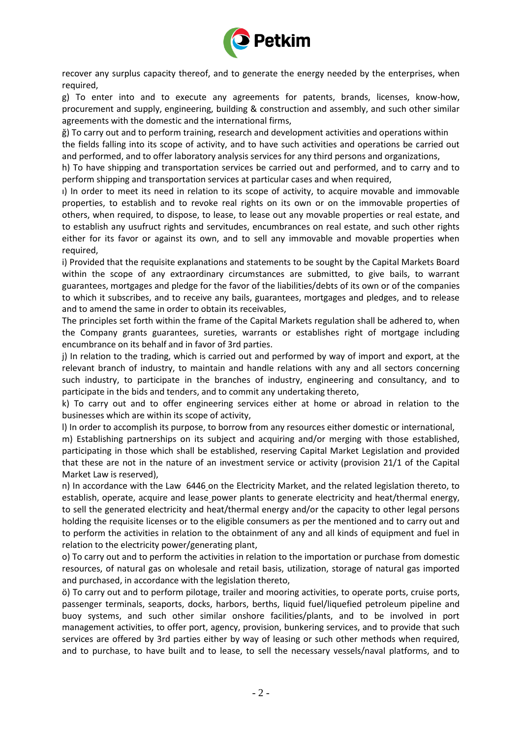recover any surplus capacity thereof, and to generate the energy needed by the enterprises, when required,

g) To enter into and to execute any agreements for patents, brands, licenses, know-how, procurement and supply, engineering, building & construction and assembly, and such other similar agreements with the domestic and the international firms,

ğ) To carry out and to perform training, research and development activities and operations within the fields falling into its scope of activity, and to have such activities and operations be carried out and performed, and to offer laboratory analysis services for any third persons and organizations,

h) To have shipping and transportation services be carried out and performed, and to carry and to perform shipping and transportation services at particular cases and when required,

ı) In order to meet its need in relation to its scope of activity, to acquire movable and immovable properties, to establish and to revoke real rights on its own or on the immovable properties of others, when required, to dispose, to lease, to lease out any movable properties or real estate, and to establish any usufruct rights and servitudes, encumbrances on real estate, and such other rights either for its favor or against its own, and to sell any immovable and movable properties when required,

i) Provided that the requisite explanations and statements to be sought by the Capital Markets Board within the scope of any extraordinary circumstances are submitted, to give bails, to warrant guarantees, mortgages and pledge for the favor of the liabilities/debts of its own or of the companies to which it subscribes, and to receive any bails, guarantees, mortgages and pledges, and to release and to amend the same in order to obtain its receivables,

The principles set forth within the frame of the Capital Markets regulation shall be adhered to, when the Company grants guarantees, sureties, warrants or establishes right of mortgage including encumbrance on its behalf and in favor of 3rd parties.

j) In relation to the trading, which is carried out and performed by way of import and export, at the relevant branch of industry, to maintain and handle relations with any and all sectors concerning such industry, to participate in the branches of industry, engineering and consultancy, and to participate in the bids and tenders, and to commit any undertaking thereto,

k) To carry out and to offer engineering services either at home or abroad in relation to the businesses which are within its scope of activity,

l) In order to accomplish its purpose, to borrow from any resources either domestic or international,

m) Establishing partnerships on its subject and acquiring and/or merging with those established, participating in those which shall be established, reserving Capital Market Legislation and provided that these are not in the nature of an investment service or activity (provision 21/1 of the Capital Market Law is reserved),

n) In accordance with the Law 6446 on the Electricity Market, and the related legislation thereto, to establish, operate, acquire and lease power plants to generate electricity and heat/thermal energy, to sell the generated electricity and heat/thermal energy and/or the capacity to other legal persons holding the requisite licenses or to the eligible consumers as per the mentioned and to carry out and to perform the activities in relation to the obtainment of any and all kinds of equipment and fuel in relation to the electricity power/generating plant,

o) To carry out and to perform the activities in relation to the importation or purchase from domestic resources, of natural gas on wholesale and retail basis, utilization, storage of natural gas imported and purchased, in accordance with the legislation thereto,

ö) To carry out and to perform pilotage, trailer and mooring activities, to operate ports, cruise ports, passenger terminals, seaports, docks, harbors, berths, liquid fuel/liquefied petroleum pipeline and buoy systems, and such other similar onshore facilities/plants, and to be involved in port management activities, to offer port, agency, provision, bunkering services, and to provide that such services are offered by 3rd parties either by way of leasing or such other methods when required, and to purchase, to have built and to lease, to sell the necessary vessels/naval platforms, and to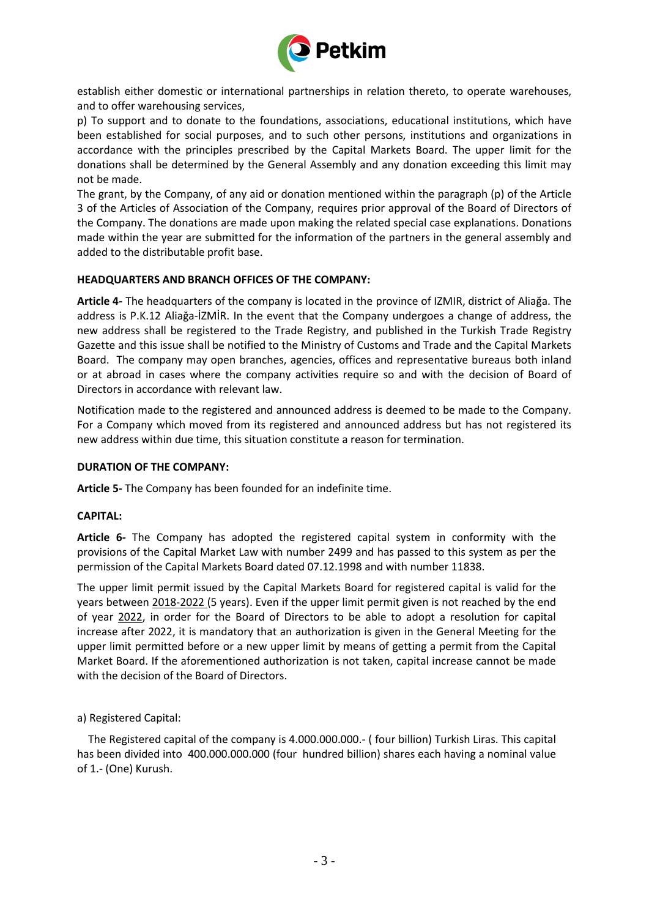establish either domestic or international partnerships in relation thereto, to operate warehouses, and to offer warehousing services,

p) To support and to donate to the foundations, associations, educational institutions, which have been established for social purposes, and to such other persons, institutions and organizations in accordance with the principles prescribed by the Capital Markets Board. The upper limit for the donations shall be determined by the General Assembly and any donation exceeding this limit may not be made.

The grant, by the Company, of any aid or donation mentioned within the paragraph (p) of the Article 3 of the Articles of Association of the Company, requires prior approval of the Board of Directors of the Company. The donations are made upon making the related special case explanations. Donations made within the year are submitted for the information of the partners in the general assembly and added to the distributable profit base.

**HEADQUARTERS AND BRANCH OFFICES OF THE COMPANY:**

**Article 4-** The headquarters of the company is located in the province of IZMIR, district of Aliağa. The address is P.K.12 Aliağa-İZMİR. In the event that the Company undergoes a change of address, the new address shall be registered to the Trade Registry, and published in the Turkish Trade Registry Gazette and this issue shall be notified to the Ministry of Customs and Trade and the Capital Markets Board. The company may open branches, agencies, offices and representative bureaus both inland or at abroad in cases where the company activities require so and with the decision of Board of Directors in accordance with relevant law.

Notification made to the registered and announced address is deemed to be made to the Company. For a Company which moved from its registered and announced address but has not registered its new address within due time, this situation constitute a reason for termination.

**DURATION OF THE COMPANY:**

**Article 5-** The Company has been founded for an indefinite time.

**CAPITAL:**

**Article 6-** The Company has adopted the registered capital system in conformity with the provisions of the Capital Market Law with number 2499 and has passed to this system as per the permission of the Capital Markets Board dated 07.12.1998 and with number 11838.

The upper limit permit issued by the Capital Markets Board for registered capital is valid for the years between 2018-2022 (5 years). Even if the upper limit permit given is not reached by the end of year 2022, in order for the Board of Directors to be able to adopt a resolution for capital increase after 2022, it is mandatory that an authorization is given in the General Meeting for the upper limit permitted before or a new upper limit by means of getting a permit from the Capital Market Board. If the aforementioned authorization is not taken, capital increase cannot be made with the decision of the Board of Directors.

a) Registered Capital:

The Registered capital of the company is 4.000.000.000.- ( four billion) Turkish Liras. This capital has been divided into 400.000.000.000 (four hundred billion) shares each having a nominal value of 1.- (One) Kurush.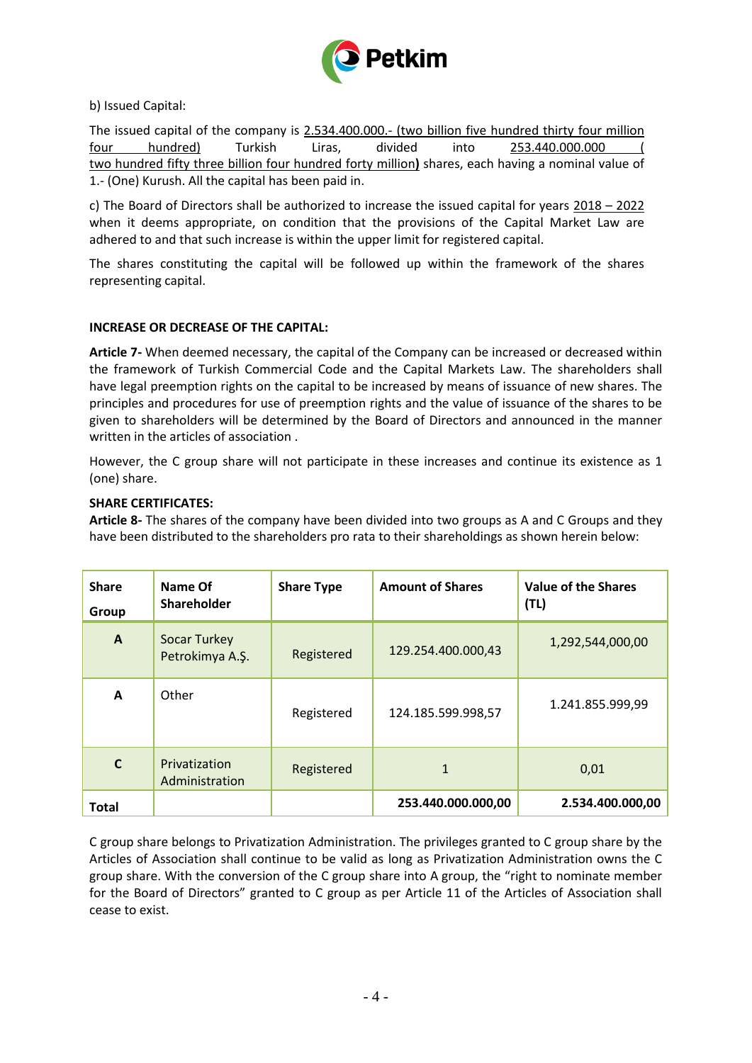b) Issued Capital:

The issued capital of the company is 2.534.400.000.- (two billion five hundred thirty four million four hundred) Turkish Liras, divided into 253.440.000.000 ( two hundred fifty three billion four hundred forty million**)** shares, each having a nominal value of 1.- (One) Kurush. All the capital has been paid in.

c) The Board of Directors shall be authorized to increase the issued capital for years 2018 – 2022 when it deems appropriate, on condition that the provisions of the Capital Market Law are adhered to and that such increase is within the upper limit for registered capital.

The shares constituting the capital will be followed up within the framework of the shares representing capital.

**INCREASE OR DECREASE OF THE CAPITAL:**

**Article 7-** When deemed necessary, the capital of the Company can be increased or decreased within the framework of Turkish Commercial Code and the Capital Markets Law. The shareholders shall have legal preemption rights on the capital to be increased by means of issuance of new shares. The principles and procedures for use of preemption rights and the value of issuance of the shares to be given to shareholders will be determined by the Board of Directors and announced in the manner written in the articles of association .

However, the C group share will not participate in these increases and continue its existence as 1 (one) share.

**SHARE CERTIFICATES:**

**Article 8-** The shares of the company have been divided into two groups as A and C Groups and they have been distributed to the shareholders pro rata to their shareholdings as shown herein below:

| Share Group | Name Of Shareholder | Share Type | Amount of Shares | Value of the Shares (TL) |
|---|---|---|---|---|
| A | Socar Turkey Petrokimya A.Ş. | Registered | 129.254.400.000,43 | 1,292,544,000,00 |
| A | Other | Registered | 124.185.599.998,57 | 1.241.855.999,99 |
| C | Privatization Administration | Registered | 1 | 0,01 |
| **Total** | | | **253.440.000.000,00** | **2.534.400.000,00** |

C group share belongs to Privatization Administration. The privileges granted to C group share by the Articles of Association shall continue to be valid as long as Privatization Administration owns the C group share. With the conversion of the C group share into A group, the "right to nominate member for the Board of Directors" granted to C group as per Article 11 of the Articles of Association shall cease to exist.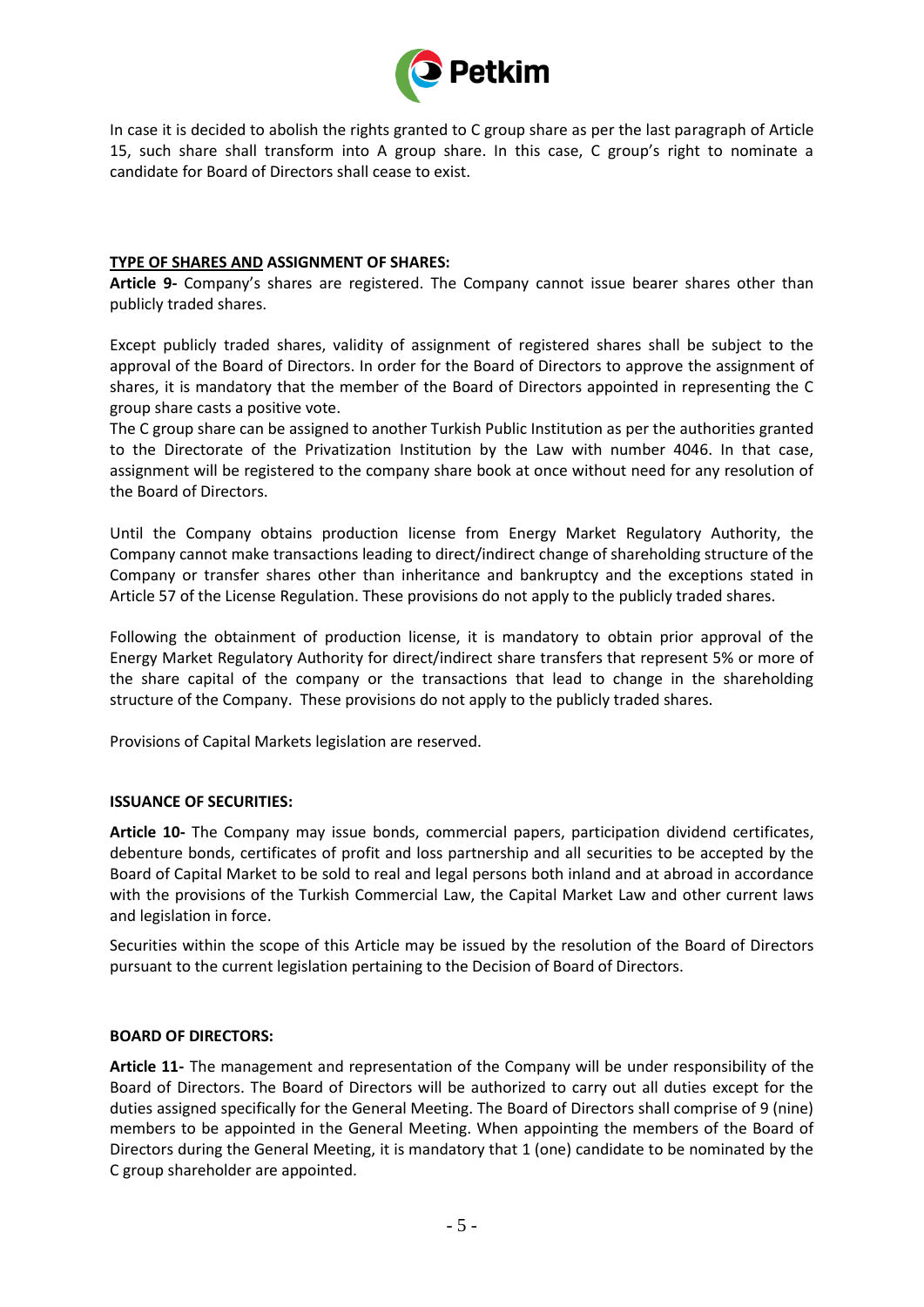In case it is decided to abolish the rights granted to C group share as per the last paragraph of Article 15, such share shall transform into A group share. In this case, C group's right to nominate a candidate for Board of Directors shall cease to exist.

**TYPE OF SHARES AND ASSIGNMENT OF SHARES:**

**Article 9-** Company's shares are registered. The Company cannot issue bearer shares other than publicly traded shares.

Except publicly traded shares, validity of assignment of registered shares shall be subject to the approval of the Board of Directors. In order for the Board of Directors to approve the assignment of shares, it is mandatory that the member of the Board of Directors appointed in representing the C group share casts a positive vote.

The C group share can be assigned to another Turkish Public Institution as per the authorities granted to the Directorate of the Privatization Institution by the Law with number 4046. In that case, assignment will be registered to the company share book at once without need for any resolution of the Board of Directors.

Until the Company obtains production license from Energy Market Regulatory Authority, the Company cannot make transactions leading to direct/indirect change of shareholding structure of the Company or transfer shares other than inheritance and bankruptcy and the exceptions stated in Article 57 of the License Regulation. These provisions do not apply to the publicly traded shares.

Following the obtainment of production license, it is mandatory to obtain prior approval of the Energy Market Regulatory Authority for direct/indirect share transfers that represent 5% or more of the share capital of the company or the transactions that lead to change in the shareholding structure of the Company. These provisions do not apply to the publicly traded shares.

Provisions of Capital Markets legislation are reserved.

**ISSUANCE OF SECURITIES:**

**Article 10-** The Company may issue bonds, commercial papers, participation dividend certificates, debenture bonds, certificates of profit and loss partnership and all securities to be accepted by the Board of Capital Market to be sold to real and legal persons both inland and at abroad in accordance with the provisions of the Turkish Commercial Law, the Capital Market Law and other current laws and legislation in force.

Securities within the scope of this Article may be issued by the resolution of the Board of Directors pursuant to the current legislation pertaining to the Decision of Board of Directors.

**BOARD OF DIRECTORS:**

**Article 11-** The management and representation of the Company will be under responsibility of the Board of Directors. The Board of Directors will be authorized to carry out all duties except for the duties assigned specifically for the General Meeting. The Board of Directors shall comprise of 9 (nine) members to be appointed in the General Meeting. When appointing the members of the Board of Directors during the General Meeting, it is mandatory that 1 (one) candidate to be nominated by the C group shareholder are appointed.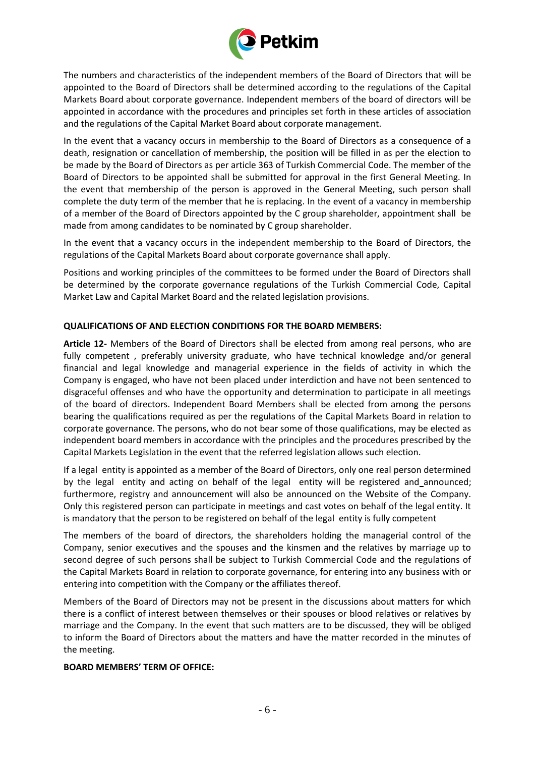The numbers and characteristics of the independent members of the Board of Directors that will be appointed to the Board of Directors shall be determined according to the regulations of the Capital Markets Board about corporate governance. Independent members of the board of directors will be appointed in accordance with the procedures and principles set forth in these articles of association and the regulations of the Capital Market Board about corporate management.

In the event that a vacancy occurs in membership to the Board of Directors as a consequence of a death, resignation or cancellation of membership, the position will be filled in as per the election to be made by the Board of Directors as per article 363 of Turkish Commercial Code. The member of the Board of Directors to be appointed shall be submitted for approval in the first General Meeting. In the event that membership of the person is approved in the General Meeting, such person shall complete the duty term of the member that he is replacing. In the event of a vacancy in membership of a member of the Board of Directors appointed by the C group shareholder, appointment shall be made from among candidates to be nominated by C group shareholder.

In the event that a vacancy occurs in the independent membership to the Board of Directors, the regulations of the Capital Markets Board about corporate governance shall apply.

Positions and working principles of the committees to be formed under the Board of Directors shall be determined by the corporate governance regulations of the Turkish Commercial Code, Capital Market Law and Capital Market Board and the related legislation provisions.

**QUALIFICATIONS OF AND ELECTION CONDITIONS FOR THE BOARD MEMBERS:**

**Article 12-** Members of the Board of Directors shall be elected from among real persons, who are fully competent , preferably university graduate, who have technical knowledge and/or general financial and legal knowledge and managerial experience in the fields of activity in which the Company is engaged, who have not been placed under interdiction and have not been sentenced to disgraceful offenses and who have the opportunity and determination to participate in all meetings of the board of directors. Independent Board Members shall be elected from among the persons bearing the qualifications required as per the regulations of the Capital Markets Board in relation to corporate governance. The persons, who do not bear some of those qualifications, may be elected as independent board members in accordance with the principles and the procedures prescribed by the Capital Markets Legislation in the event that the referred legislation allows such election.

If a legal entity is appointed as a member of the Board of Directors, only one real person determined by the legal entity and acting on behalf of the legal entity will be registered and announced; furthermore, registry and announcement will also be announced on the Website of the Company. Only this registered person can participate in meetings and cast votes on behalf of the legal entity. It is mandatory that the person to be registered on behalf of the legal entity is fully competent

The members of the board of directors, the shareholders holding the managerial control of the Company, senior executives and the spouses and the kinsmen and the relatives by marriage up to second degree of such persons shall be subject to Turkish Commercial Code and the regulations of the Capital Markets Board in relation to corporate governance, for entering into any business with or entering into competition with the Company or the affiliates thereof.

Members of the Board of Directors may not be present in the discussions about matters for which there is a conflict of interest between themselves or their spouses or blood relatives or relatives by marriage and the Company. In the event that such matters are to be discussed, they will be obliged to inform the Board of Directors about the matters and have the matter recorded in the minutes of the meeting.

**BOARD MEMBERS' TERM OF OFFICE:**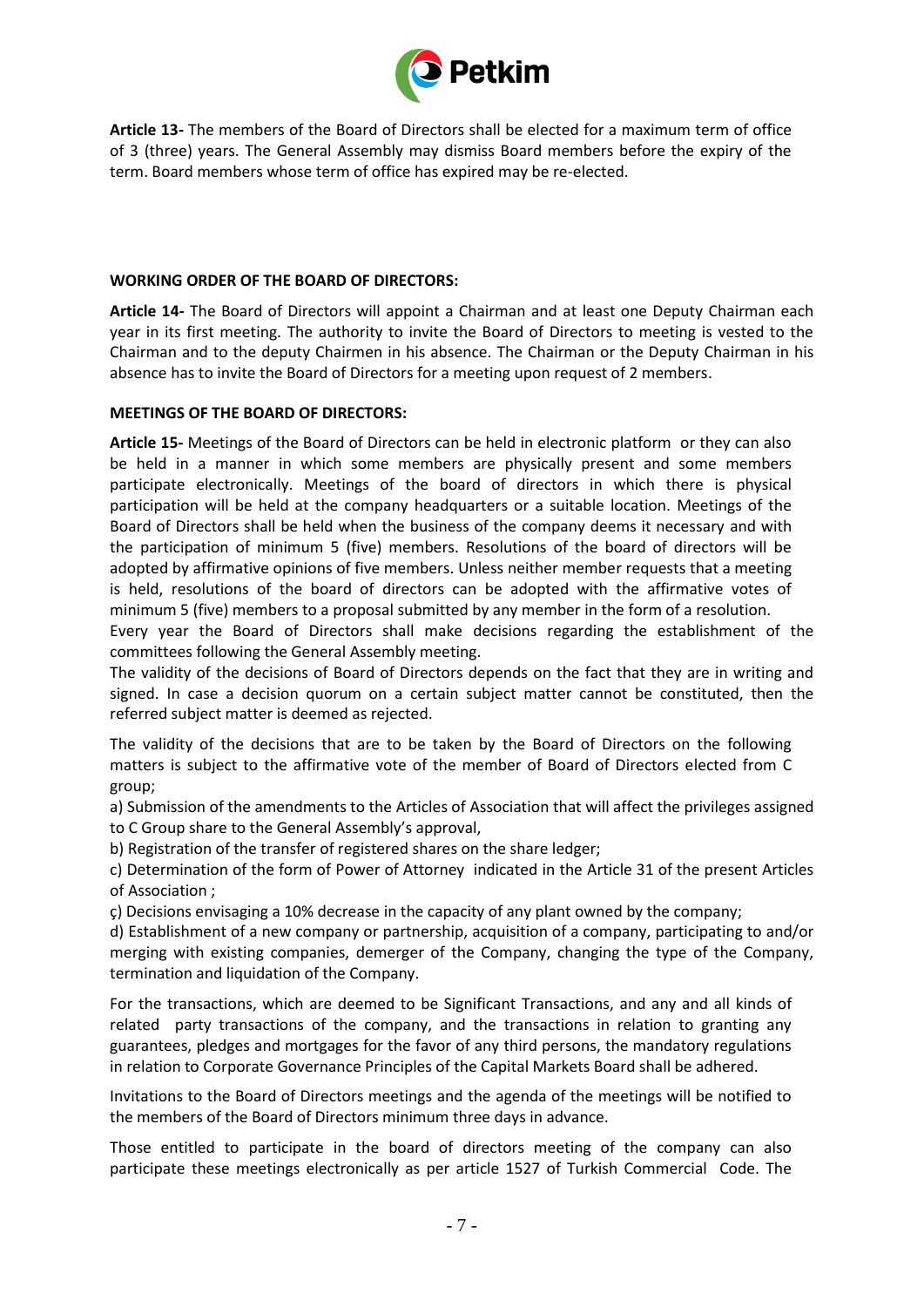**Article 13-** The members of the Board of Directors shall be elected for a maximum term of office of 3 (three) years. The General Assembly may dismiss Board members before the expiry of the term. Board members whose term of office has expired may be re-elected.

**WORKING ORDER OF THE BOARD OF DIRECTORS:**

**Article 14-** The Board of Directors will appoint a Chairman and at least one Deputy Chairman each year in its first meeting. The authority to invite the Board of Directors to meeting is vested to the Chairman and to the deputy Chairmen in his absence. The Chairman or the Deputy Chairman in his absence has to invite the Board of Directors for a meeting upon request of 2 members.

**MEETINGS OF THE BOARD OF DIRECTORS:**

**Article 15-** Meetings of the Board of Directors can be held in electronic platform or they can also be held in a manner in which some members are physically present and some members participate electronically. Meetings of the board of directors in which there is physical participation will be held at the company headquarters or a suitable location. Meetings of the Board of Directors shall be held when the business of the company deems it necessary and with the participation of minimum 5 (five) members. Resolutions of the board of directors will be adopted by affirmative opinions of five members. Unless neither member requests that a meeting is held, resolutions of the board of directors can be adopted with the affirmative votes of minimum 5 (five) members to a proposal submitted by any member in the form of a resolution.
Every year the Board of Directors shall make decisions regarding the establishment of the committees following the General Assembly meeting.
The validity of the decisions of Board of Directors depends on the fact that they are in writing and signed. In case a decision quorum on a certain subject matter cannot be constituted, then the referred subject matter is deemed as rejected.

The validity of the decisions that are to be taken by the Board of Directors on the following matters is subject to the affirmative vote of the member of Board of Directors elected from C group;

a) Submission of the amendments to the Articles of Association that will affect the privileges assigned to C Group share to the General Assembly's approval,
b) Registration of the transfer of registered shares on the share ledger;
c) Determination of the form of Power of Attorney indicated in the Article 31 of the present Articles of Association ;
ç) Decisions envisaging a 10% decrease in the capacity of any plant owned by the company;
d) Establishment of a new company or partnership, acquisition of a company, participating to and/or merging with existing companies, demerger of the Company, changing the type of the Company, termination and liquidation of the Company.

For the transactions, which are deemed to be Significant Transactions, and any and all kinds of related party transactions of the company, and the transactions in relation to granting any guarantees, pledges and mortgages for the favor of any third persons, the mandatory regulations in relation to Corporate Governance Principles of the Capital Markets Board shall be adhered.

Invitations to the Board of Directors meetings and the agenda of the meetings will be notified to the members of the Board of Directors minimum three days in advance.

Those entitled to participate in the board of directors meeting of the company can also participate these meetings electronically as per article 1527 of Turkish Commercial Code. The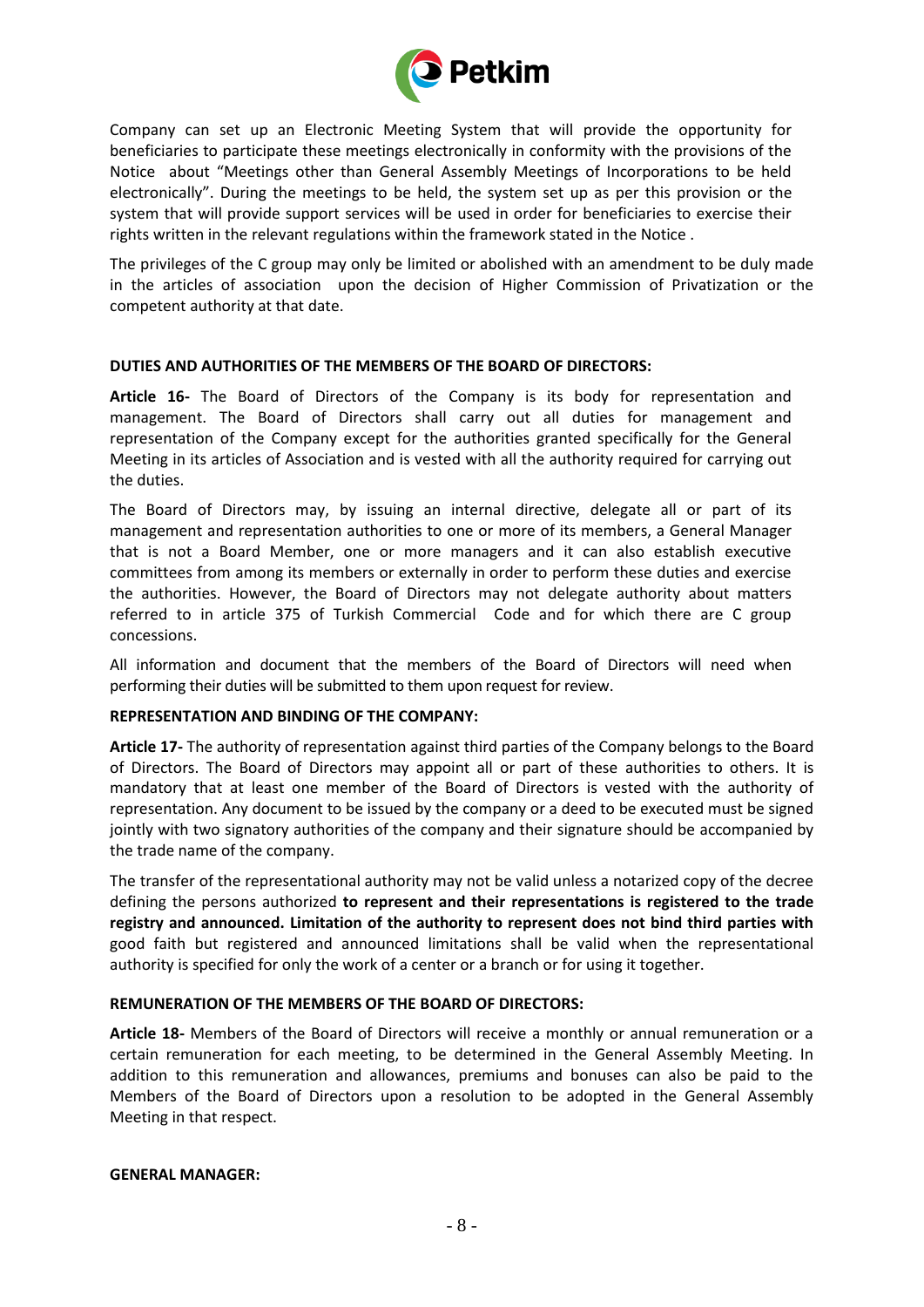Company can set up an Electronic Meeting System that will provide the opportunity for beneficiaries to participate these meetings electronically in conformity with the provisions of the Notice about "Meetings other than General Assembly Meetings of Incorporations to be held electronically". During the meetings to be held, the system set up as per this provision or the system that will provide support services will be used in order for beneficiaries to exercise their rights written in the relevant regulations within the framework stated in the Notice .

The privileges of the C group may only be limited or abolished with an amendment to be duly made in the articles of association upon the decision of Higher Commission of Privatization or the competent authority at that date.

**DUTIES AND AUTHORITIES OF THE MEMBERS OF THE BOARD OF DIRECTORS:**

**Article 16-** The Board of Directors of the Company is its body for representation and management. The Board of Directors shall carry out all duties for management and representation of the Company except for the authorities granted specifically for the General Meeting in its articles of Association and is vested with all the authority required for carrying out the duties.

The Board of Directors may, by issuing an internal directive, delegate all or part of its management and representation authorities to one or more of its members, a General Manager that is not a Board Member, one or more managers and it can also establish executive committees from among its members or externally in order to perform these duties and exercise the authorities. However, the Board of Directors may not delegate authority about matters referred to in article 375 of Turkish Commercial Code and for which there are C group concessions.

All information and document that the members of the Board of Directors will need when performing their duties will be submitted to them upon request for review.

**REPRESENTATION AND BINDING OF THE COMPANY:**

**Article 17-** The authority of representation against third parties of the Company belongs to the Board of Directors. The Board of Directors may appoint all or part of these authorities to others. It is mandatory that at least one member of the Board of Directors is vested with the authority of representation. Any document to be issued by the company or a deed to be executed must be signed jointly with two signatory authorities of the company and their signature should be accompanied by the trade name of the company.

The transfer of the representational authority may not be valid unless a notarized copy of the decree defining the persons authorized **to represent and their representations is registered to the trade registry and announced. Limitation of the authority to represent does not bind third parties with** good faith but registered and announced limitations shall be valid when the representational authority is specified for only the work of a center or a branch or for using it together.

**REMUNERATION OF THE MEMBERS OF THE BOARD OF DIRECTORS:**

**Article 18-** Members of the Board of Directors will receive a monthly or annual remuneration or a certain remuneration for each meeting, to be determined in the General Assembly Meeting. In addition to this remuneration and allowances, premiums and bonuses can also be paid to the Members of the Board of Directors upon a resolution to be adopted in the General Assembly Meeting in that respect.

**GENERAL MANAGER:**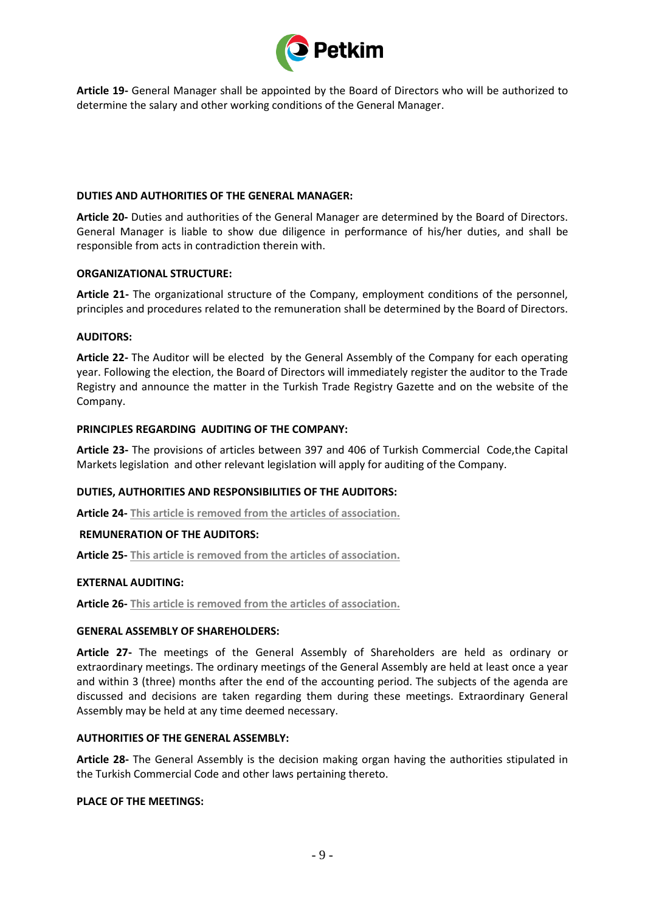**Article 19-** General Manager shall be appointed by the Board of Directors who will be authorized to determine the salary and other working conditions of the General Manager.

**DUTIES AND AUTHORITIES OF THE GENERAL MANAGER:**

**Article 20-** Duties and authorities of the General Manager are determined by the Board of Directors. General Manager is liable to show due diligence in performance of his/her duties, and shall be responsible from acts in contradiction therein with.

**ORGANIZATIONAL STRUCTURE:**

**Article 21-** The organizational structure of the Company, employment conditions of the personnel, principles and procedures related to the remuneration shall be determined by the Board of Directors.

**AUDITORS:**

**Article 22-** The Auditor will be elected by the General Assembly of the Company for each operating year. Following the election, the Board of Directors will immediately register the auditor to the Trade Registry and announce the matter in the Turkish Trade Registry Gazette and on the website of the Company.

**PRINCIPLES REGARDING AUDITING OF THE COMPANY:**

**Article 23-** The provisions of articles between 397 and 406 of Turkish Commercial Code,the Capital Markets legislation and other relevant legislation will apply for auditing of the Company.

**DUTIES, AUTHORITIES AND RESPONSIBILITIES OF THE AUDITORS:**

**Article 24-** This article is removed from the articles of association.

**REMUNERATION OF THE AUDITORS:**

**Article 25-** This article is removed from the articles of association.

**EXTERNAL AUDITING:**

**Article 26-** This article is removed from the articles of association.

**GENERAL ASSEMBLY OF SHAREHOLDERS:**

**Article 27-** The meetings of the General Assembly of Shareholders are held as ordinary or extraordinary meetings. The ordinary meetings of the General Assembly are held at least once a year and within 3 (three) months after the end of the accounting period. The subjects of the agenda are discussed and decisions are taken regarding them during these meetings. Extraordinary General Assembly may be held at any time deemed necessary.

**AUTHORITIES OF THE GENERAL ASSEMBLY:**

**Article 28-** The General Assembly is the decision making organ having the authorities stipulated in the Turkish Commercial Code and other laws pertaining thereto.

**PLACE OF THE MEETINGS:**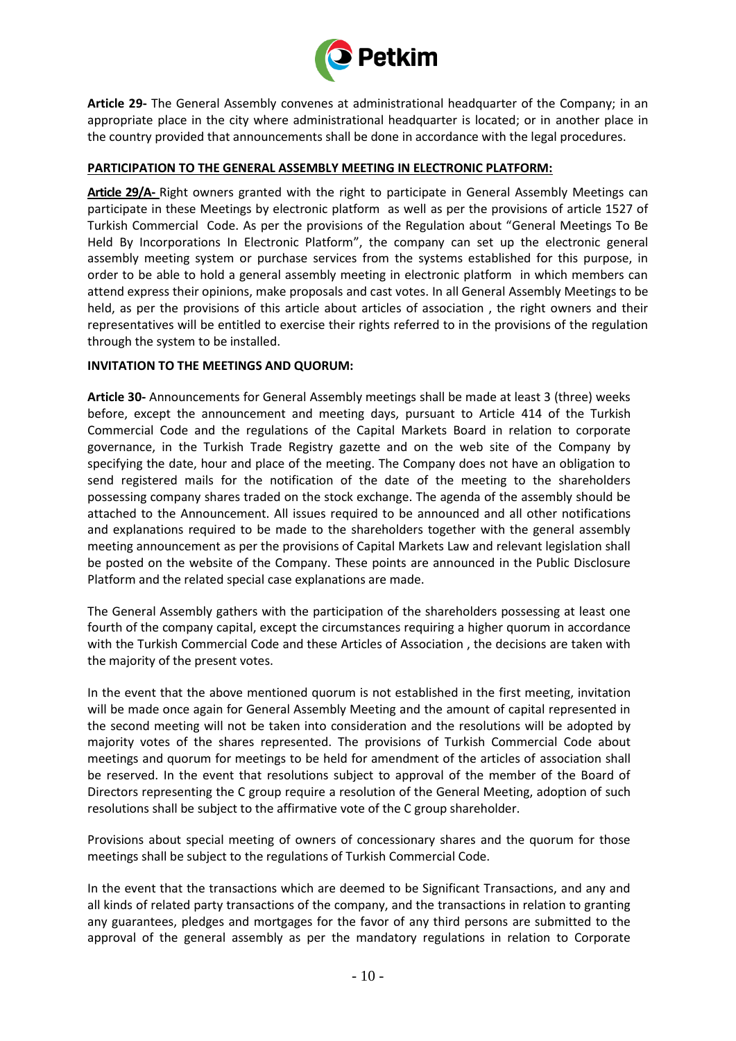**Article 29-** The General Assembly convenes at administrational headquarter of the Company; in an appropriate place in the city where administrational headquarter is located; or in another place in the country provided that announcements shall be done in accordance with the legal procedures.

**PARTICIPATION TO THE GENERAL ASSEMBLY MEETING IN ELECTRONIC PLATFORM:**

**Article 29/A-** Right owners granted with the right to participate in General Assembly Meetings can participate in these Meetings by electronic platform as well as per the provisions of article 1527 of Turkish Commercial Code. As per the provisions of the Regulation about "General Meetings To Be Held By Incorporations In Electronic Platform", the company can set up the electronic general assembly meeting system or purchase services from the systems established for this purpose, in order to be able to hold a general assembly meeting in electronic platform in which members can attend express their opinions, make proposals and cast votes. In all General Assembly Meetings to be held, as per the provisions of this article about articles of association , the right owners and their representatives will be entitled to exercise their rights referred to in the provisions of the regulation through the system to be installed.

**INVITATION TO THE MEETINGS AND QUORUM:**

**Article 30-** Announcements for General Assembly meetings shall be made at least 3 (three) weeks before, except the announcement and meeting days, pursuant to Article 414 of the Turkish Commercial Code and the regulations of the Capital Markets Board in relation to corporate governance, in the Turkish Trade Registry gazette and on the web site of the Company by specifying the date, hour and place of the meeting. The Company does not have an obligation to send registered mails for the notification of the date of the meeting to the shareholders possessing company shares traded on the stock exchange. The agenda of the assembly should be attached to the Announcement. All issues required to be announced and all other notifications and explanations required to be made to the shareholders together with the general assembly meeting announcement as per the provisions of Capital Markets Law and relevant legislation shall be posted on the website of the Company. These points are announced in the Public Disclosure Platform and the related special case explanations are made.

The General Assembly gathers with the participation of the shareholders possessing at least one fourth of the company capital, except the circumstances requiring a higher quorum in accordance with the Turkish Commercial Code and these Articles of Association , the decisions are taken with the majority of the present votes.

In the event that the above mentioned quorum is not established in the first meeting, invitation will be made once again for General Assembly Meeting and the amount of capital represented in the second meeting will not be taken into consideration and the resolutions will be adopted by majority votes of the shares represented. The provisions of Turkish Commercial Code about meetings and quorum for meetings to be held for amendment of the articles of association shall be reserved. In the event that resolutions subject to approval of the member of the Board of Directors representing the C group require a resolution of the General Meeting, adoption of such resolutions shall be subject to the affirmative vote of the C group shareholder.

Provisions about special meeting of owners of concessionary shares and the quorum for those meetings shall be subject to the regulations of Turkish Commercial Code.

In the event that the transactions which are deemed to be Significant Transactions, and any and all kinds of related party transactions of the company, and the transactions in relation to granting any guarantees, pledges and mortgages for the favor of any third persons are submitted to the approval of the general assembly as per the mandatory regulations in relation to Corporate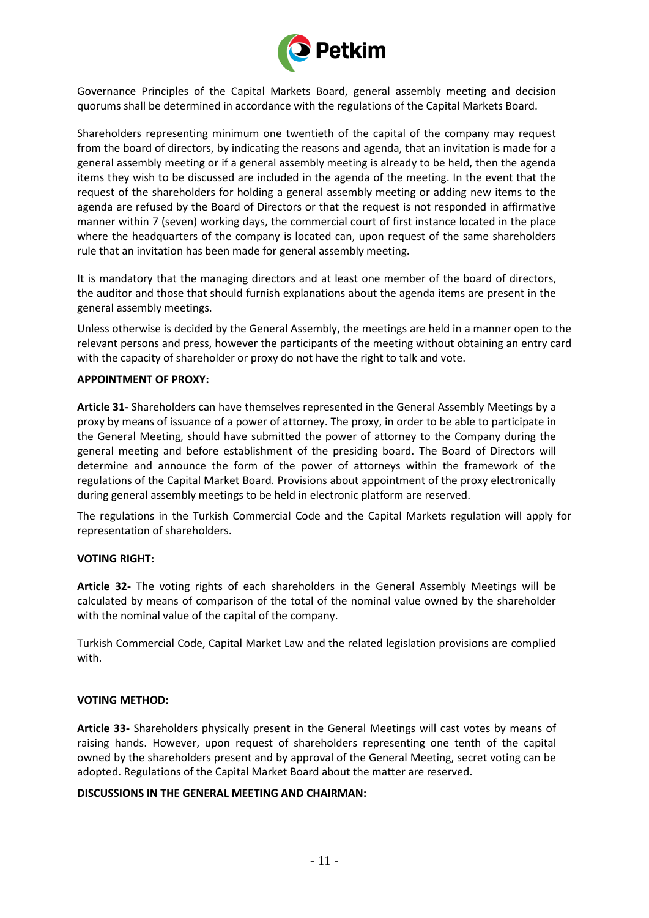Governance Principles of the Capital Markets Board, general assembly meeting and decision quorums shall be determined in accordance with the regulations of the Capital Markets Board.

Shareholders representing minimum one twentieth of the capital of the company may request from the board of directors, by indicating the reasons and agenda, that an invitation is made for a general assembly meeting or if a general assembly meeting is already to be held, then the agenda items they wish to be discussed are included in the agenda of the meeting. In the event that the request of the shareholders for holding a general assembly meeting or adding new items to the agenda are refused by the Board of Directors or that the request is not responded in affirmative manner within 7 (seven) working days, the commercial court of first instance located in the place where the headquarters of the company is located can, upon request of the same shareholders rule that an invitation has been made for general assembly meeting.

It is mandatory that the managing directors and at least one member of the board of directors, the auditor and those that should furnish explanations about the agenda items are present in the general assembly meetings.

Unless otherwise is decided by the General Assembly, the meetings are held in a manner open to the relevant persons and press, however the participants of the meeting without obtaining an entry card with the capacity of shareholder or proxy do not have the right to talk and vote.

**APPOINTMENT OF PROXY:**

**Article 31-** Shareholders can have themselves represented in the General Assembly Meetings by a proxy by means of issuance of a power of attorney. The proxy, in order to be able to participate in the General Meeting, should have submitted the power of attorney to the Company during the general meeting and before establishment of the presiding board. The Board of Directors will determine and announce the form of the power of attorneys within the framework of the regulations of the Capital Market Board. Provisions about appointment of the proxy electronically during general assembly meetings to be held in electronic platform are reserved.

The regulations in the Turkish Commercial Code and the Capital Markets regulation will apply for representation of shareholders.

**VOTING RIGHT:**

**Article 32-** The voting rights of each shareholders in the General Assembly Meetings will be calculated by means of comparison of the total of the nominal value owned by the shareholder with the nominal value of the capital of the company.

Turkish Commercial Code, Capital Market Law and the related legislation provisions are complied with.

**VOTING METHOD:**

**Article 33-** Shareholders physically present in the General Meetings will cast votes by means of raising hands. However, upon request of shareholders representing one tenth of the capital owned by the shareholders present and by approval of the General Meeting, secret voting can be adopted. Regulations of the Capital Market Board about the matter are reserved.

**DISCUSSIONS IN THE GENERAL MEETING AND CHAIRMAN:**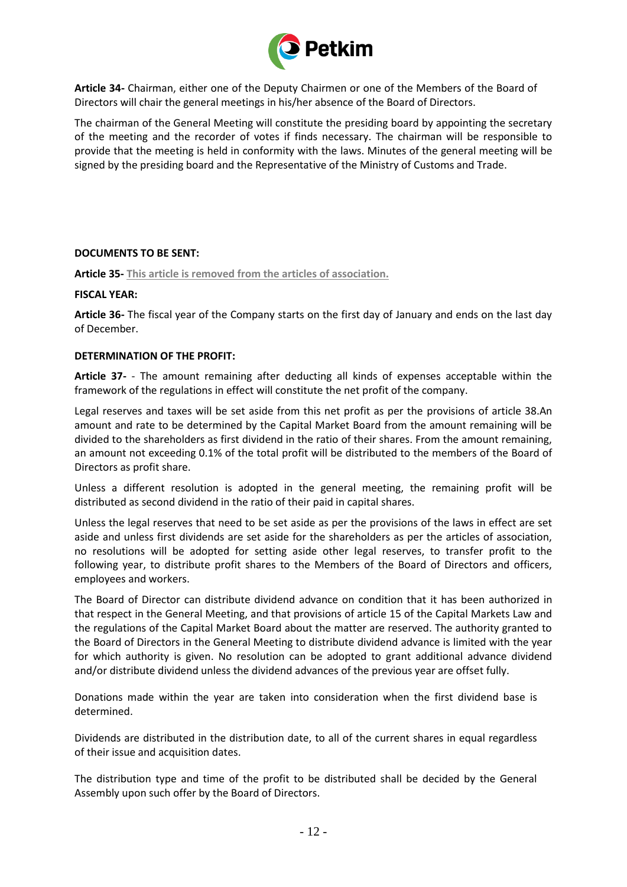**Article 34-** Chairman, either one of the Deputy Chairmen or one of the Members of the Board of Directors will chair the general meetings in his/her absence of the Board of Directors.

The chairman of the General Meeting will constitute the presiding board by appointing the secretary of the meeting and the recorder of votes if finds necessary. The chairman will be responsible to provide that the meeting is held in conformity with the laws. Minutes of the general meeting will be signed by the presiding board and the Representative of the Ministry of Customs and Trade.

**DOCUMENTS TO BE SENT:**

**Article 35-** This article is removed from the articles of association.

**FISCAL YEAR:**

**Article 36-** The fiscal year of the Company starts on the first day of January and ends on the last day of December.

**DETERMINATION OF THE PROFIT:**

**Article 37-** - The amount remaining after deducting all kinds of expenses acceptable within the framework of the regulations in effect will constitute the net profit of the company.

Legal reserves and taxes will be set aside from this net profit as per the provisions of article 38.An amount and rate to be determined by the Capital Market Board from the amount remaining will be divided to the shareholders as first dividend in the ratio of their shares. From the amount remaining, an amount not exceeding 0.1% of the total profit will be distributed to the members of the Board of Directors as profit share.

Unless a different resolution is adopted in the general meeting, the remaining profit will be distributed as second dividend in the ratio of their paid in capital shares.

Unless the legal reserves that need to be set aside as per the provisions of the laws in effect are set aside and unless first dividends are set aside for the shareholders as per the articles of association, no resolutions will be adopted for setting aside other legal reserves, to transfer profit to the following year, to distribute profit shares to the Members of the Board of Directors and officers, employees and workers.

The Board of Director can distribute dividend advance on condition that it has been authorized in that respect in the General Meeting, and that provisions of article 15 of the Capital Markets Law and the regulations of the Capital Market Board about the matter are reserved. The authority granted to the Board of Directors in the General Meeting to distribute dividend advance is limited with the year for which authority is given. No resolution can be adopted to grant additional advance dividend and/or distribute dividend unless the dividend advances of the previous year are offset fully.

Donations made within the year are taken into consideration when the first dividend base is determined.

Dividends are distributed in the distribution date, to all of the current shares in equal regardless of their issue and acquisition dates.

The distribution type and time of the profit to be distributed shall be decided by the General Assembly upon such offer by the Board of Directors.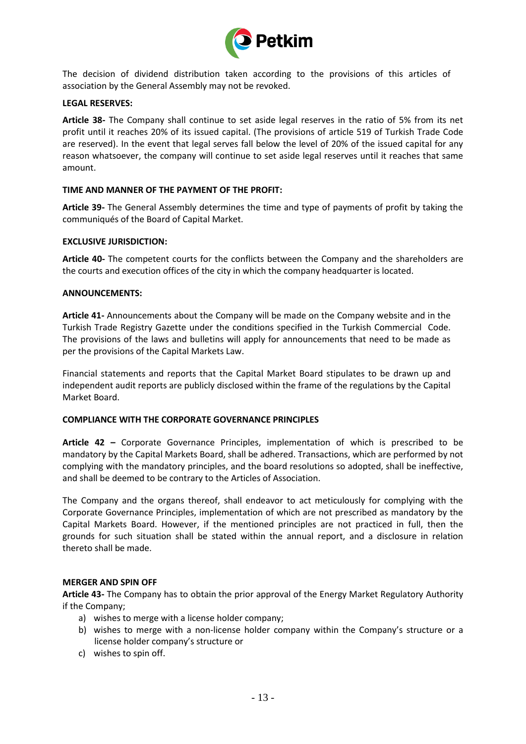The decision of dividend distribution taken according to the provisions of this articles of association by the General Assembly may not be revoked.

**LEGAL RESERVES:**

**Article 38-** The Company shall continue to set aside legal reserves in the ratio of 5% from its net profit until it reaches 20% of its issued capital. (The provisions of article 519 of Turkish Trade Code are reserved). In the event that legal serves fall below the level of 20% of the issued capital for any reason whatsoever, the company will continue to set aside legal reserves until it reaches that same amount.

**TIME AND MANNER OF THE PAYMENT OF THE PROFIT:**

**Article 39-** The General Assembly determines the time and type of payments of profit by taking the communiqués of the Board of Capital Market.

**EXCLUSIVE JURISDICTION:**

**Article 40-** The competent courts for the conflicts between the Company and the shareholders are the courts and execution offices of the city in which the company headquarter is located.

**ANNOUNCEMENTS:**

**Article 41-** Announcements about the Company will be made on the Company website and in the Turkish Trade Registry Gazette under the conditions specified in the Turkish Commercial Code. The provisions of the laws and bulletins will apply for announcements that need to be made as per the provisions of the Capital Markets Law.

Financial statements and reports that the Capital Market Board stipulates to be drawn up and independent audit reports are publicly disclosed within the frame of the regulations by the Capital Market Board.

**COMPLIANCE WITH THE CORPORATE GOVERNANCE PRINCIPLES**

**Article 42 –** Corporate Governance Principles, implementation of which is prescribed to be mandatory by the Capital Markets Board, shall be adhered. Transactions, which are performed by not complying with the mandatory principles, and the board resolutions so adopted, shall be ineffective, and shall be deemed to be contrary to the Articles of Association.

The Company and the organs thereof, shall endeavor to act meticulously for complying with the Corporate Governance Principles, implementation of which are not prescribed as mandatory by the Capital Markets Board. However, if the mentioned principles are not practiced in full, then the grounds for such situation shall be stated within the annual report, and a disclosure in relation thereto shall be made.

**MERGER AND SPIN OFF**

**Article 43-** The Company has to obtain the prior approval of the Energy Market Regulatory Authority if the Company;

a) wishes to merge with a license holder company;
b) wishes to merge with a non-license holder company within the Company's structure or a license holder company's structure or
c) wishes to spin off.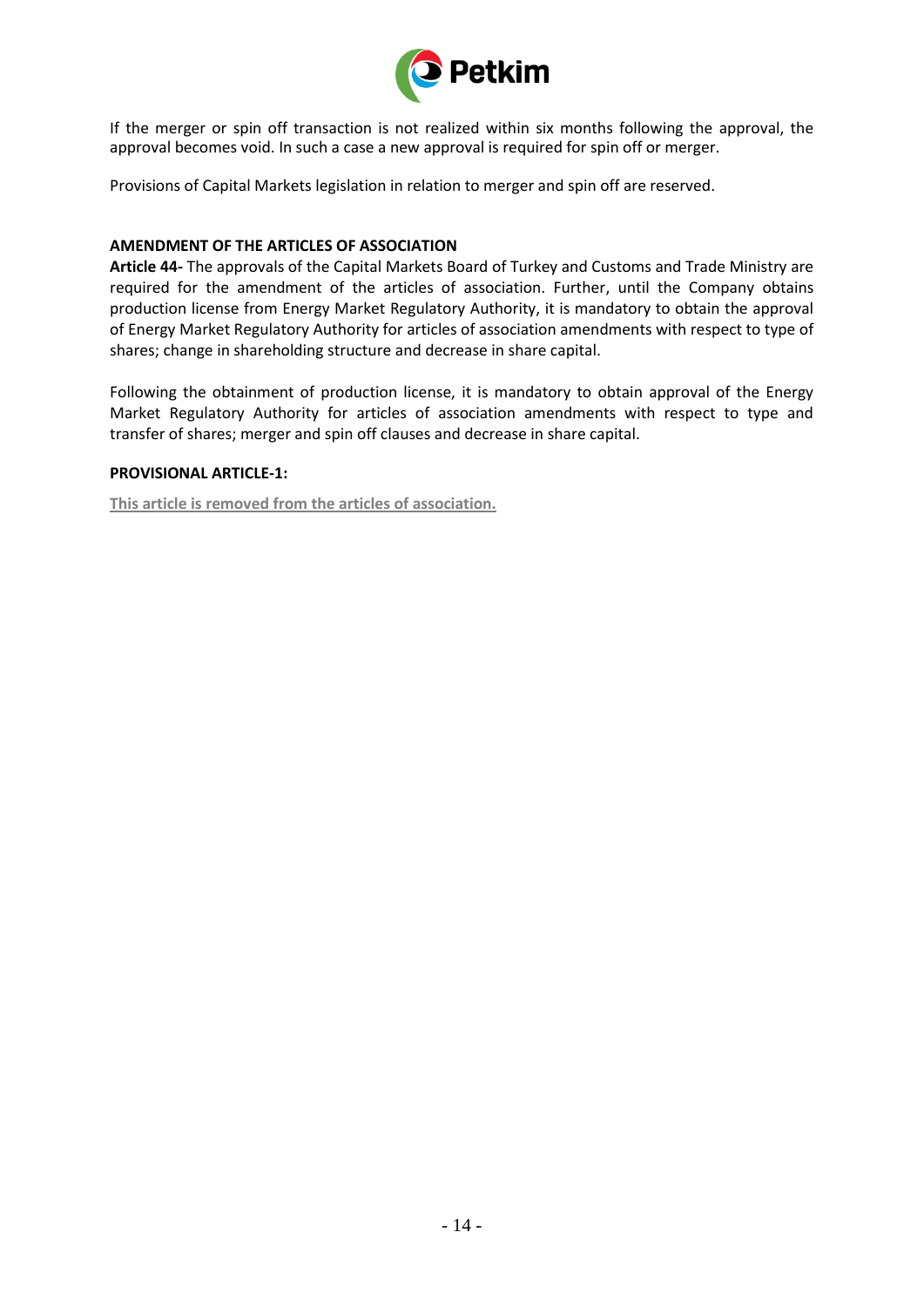If the merger or spin off transaction is not realized within six months following the approval, the approval becomes void. In such a case a new approval is required for spin off or merger.

Provisions of Capital Markets legislation in relation to merger and spin off are reserved.

**AMENDMENT OF THE ARTICLES OF ASSOCIATION**

**Article 44-** The approvals of the Capital Markets Board of Turkey and Customs and Trade Ministry are required for the amendment of the articles of association. Further, until the Company obtains production license from Energy Market Regulatory Authority, it is mandatory to obtain the approval of Energy Market Regulatory Authority for articles of association amendments with respect to type of shares; change in shareholding structure and decrease in share capital.

Following the obtainment of production license, it is mandatory to obtain approval of the Energy Market Regulatory Authority for articles of association amendments with respect to type and transfer of shares; merger and spin off clauses and decrease in share capital.

**PROVISIONAL ARTICLE-1:**

**This article is removed from the articles of association.**